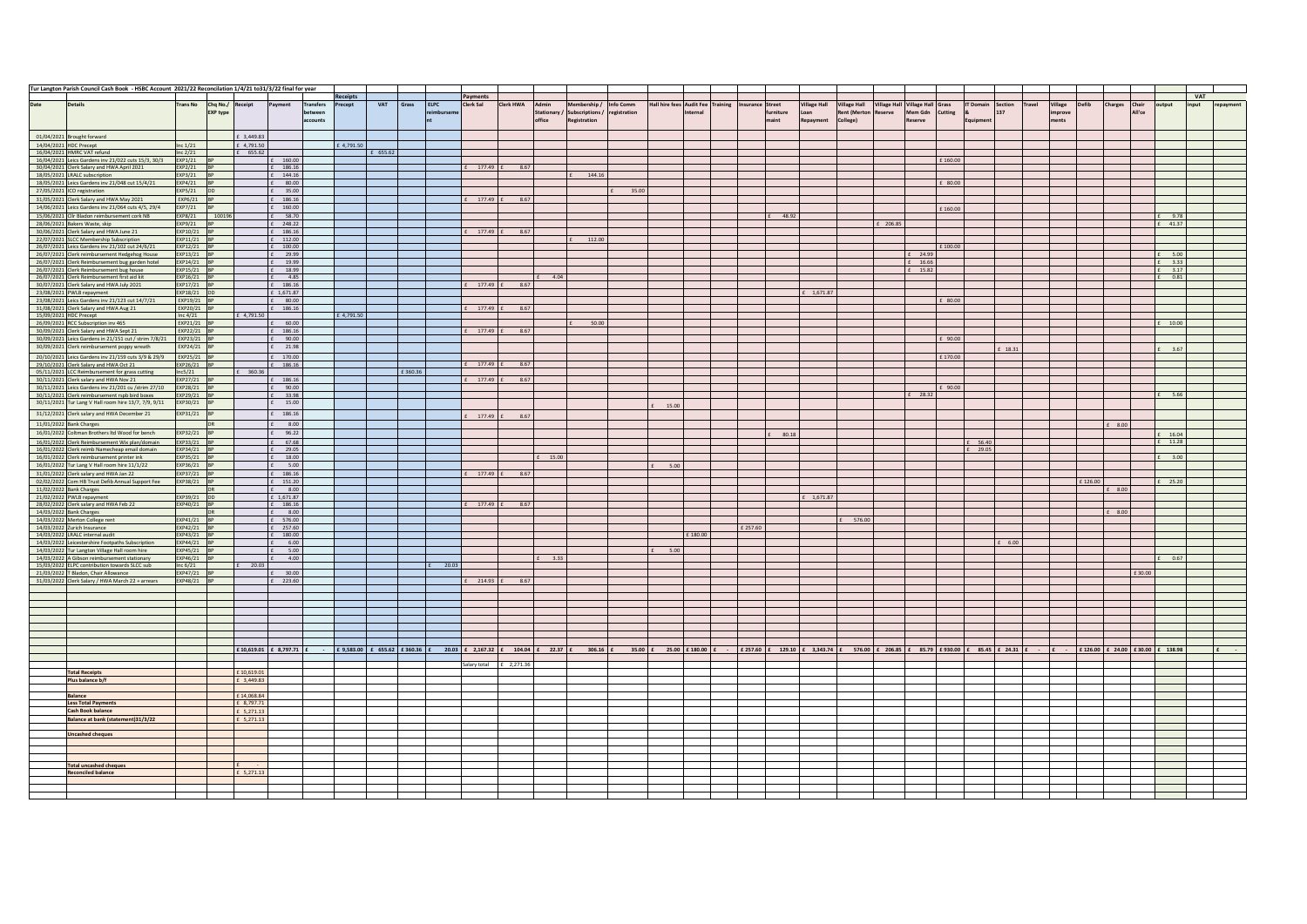# Tur Langton Parish Council Cash Book - HSBC Account 2021/22 Reconciliation 1/4/21 to31/3/22 final for year

| Date | Details | Trans No | Chq No./ EXP type | Receipt | Payment | Transfers between accounts | Receipts: Precept | VAT | Grass | ELPC reimbursement | Payments: Clerk Sal | Clerk HWA | Admin Stationary / office | Membership / Subscriptions / Registration | Info Comm registration | Hall hire fees | Audit Fee Internal | Training | Insurance | Street furniture maint | Village Hall Loan Repayment | Village Hall Rent (Merton College) | Village Hall Reserve | Village Hall Mem Gdn Reserve | Grass Cutting | IT Domain & Equipment | Section 137 | Travel | Village improvements | Defib | Charges | Chair All'ce | VAT output | VAT input | repayment |
|---|---|---|---|---|---|---|---|---|---|---|---|---|---|---|---|---|---|---|---|---|---|---|---|---|---|---|---|---|---|---|---|---|---|---|---|
| 01/04/2021 | Brought forward | | | £ 3,449.83 | | | | | | | | | | | | | | | | | | | | | | | | | | | | | | | |
| 14/04/2021 | HDC Precept | Inc 1/21 | | £ 4,791.50 | | | £ 4,791.50 | | | | | | | | | | | | | | | | | | | | | | | | | | | | |
| 16/04/2021 | HMRC VAT refund | Inc 2/21 | | £ 655.62 | | | | £ 655.62 | | | | | | | | | | | | | | | | | | | | | | | | | | | |
| 16/04/2021 | Leics Gardens inv 21/022 cuts 15/3, 30/3 | EXP1/21 | BP | | £ 160.00 | | | | | | | | | | | | | | | | | | | | £ 160.00 | | | | | | | | | | |
| 30/04/2021 | Clerk Salary and HWA April 2021 | EXP2/21 | BP | | £ 186.16 | | | | | | £ 177.49 | £ 8.67 | | | | | | | | | | | | | | | | | | | | | | | |
| 18/05/2021 | LRALC subscription | EXP3/21 | BP | | £ 144.16 | | | | | | | | | £ 144.16 | | | | | | | | | | | | | | | | | | | | | |
| 18/05/2021 | Leics Gardens inv 21/048 cut 15/4/21 | EXP4/21 | BP | | £ 80.00 | | | | | | | | | | | | | | | | | | | | £ 80.00 | | | | | | | | | | |
| 27/05/2021 | ICO registration | EXP5/21 | DD | | £ 35.00 | | | | | | | | | | £ 35.00 | | | | | | | | | | | | | | | | | | | | |
| 31/05/2021 | Clerk Salary and HWA May 2021 | EXP6/21 | BP | | £ 186.16 | | | | | | £ 177.49 | £ 8.67 | | | | | | | | | | | | | | | | | | | | | | | |
| 14/06/2021 | Leics Gardens inv 21/064 cuts 4/5, 29/4 | EXP7/21 | BP | | £ 160.00 | | | | | | | | | | | | | | | | | | | | £ 160.00 | | | | | | | | | | |
| 15/06/2021 | Cllr Bladon reimbursement cork NB | EXP8/21 | 100196 | | £ 58.70 | | | | | | | | | | | | | | | £ 48.92 | | | | | | | | | | | | | £ 9.78 | | |
| 28/06/2021 | Bakers Waste, skip | EXP9/21 | BP | | £ 248.22 | | | | | | | | | | | | | | | | | | £ 206.85 | | | | | | | | | | £ 41.37 | | |
| 30/06/2021 | Clerk Salary and HWA June 21 | EXP10/21 | BP | | £ 186.16 | | | | | | £ 177.49 | £ 8.67 | | | | | | | | | | | | | | | | | | | | | | | |
| 22/07/2021 | SLCC Membership Subscription | EXP11/21 | BP | | £ 112.00 | | | | | | | | | £ 112.00 | | | | | | | | | | | | | | | | | | | | | |
| 26/07/2021 | Leics Gardens inv 21/102 cut 24/6/21 | EXP12/21 | BP | | £ 100.00 | | | | | | | | | | | | | | | | | | | | £ 100.00 | | | | | | | | | | |
| 26/07/2021 | Clerk reimbursement Hedgehog House | EXP13/21 | BP | | £ 29.99 | | | | | | | | | | | | | | | | | | | £ 24.99 | | | | | | | | | £ 5.00 | | |
| 26/07/2021 | Clerk Reimbursement bug garden hotel | EXP14/21 | BP | | £ 19.99 | | | | | | | | | | | | | | | | | | | £ 16.66 | | | | | | | | | £ 3.33 | | |
| 26/07/2021 | Clerk Reimbursement bug house | EXP15/21 | BP | | £ 18.99 | | | | | | | | | | | | | | | | | | | £ 15.82 | | | | | | | | | £ 3.17 | | |
| 26/07/2021 | Clerk Reimbursement first aid kit | EXP16/21 | BP | | £ 4.85 | | | | | | | | £ 4.04 | | | | | | | | | | | | | | | | | | | | £ 0.81 | | |
| 30/07/2021 | Clerk Salary and HWA July 2021 | EXP17/21 | BP | | £ 186.16 | | | | | | £ 177.49 | £ 8.67 | | | | | | | | | | | | | | | | | | | | | | | |
| 23/08/2021 | PWLB repayment | EXP18/21 | DD | | £ 1,671.87 | | | | | | | | | | | | | | | | £ 1,671.87 | | | | | | | | | | | | | | |
| 23/08/2021 | Leics Gardens inv 21/123 cut 14/7/21 | EXP19/21 | BP | | £ 80.00 | | | | | | | | | | | | | | | | | | | | £ 80.00 | | | | | | | | | | |
| 31/08/2021 | Clerk Salary and HWA Aug 21 | EXP20/21 | BP | | £ 186.16 | | | | | | £ 177.49 | £ 8.67 | | | | | | | | | | | | | | | | | | | | | | | |
| 15/09/2021 | HDC Precept | Inc 4/21 | | £ 4,791.50 | | | £ 4,791.50 | | | | | | | | | | | | | | | | | | | | | | | | | | | | |
| 26/09/2021 | RCC Subscription inv 465 | EXP21/21 | BP | | £ 60.00 | | | | | | | | | £ 50.00 | | | | | | | | | | | | | | | | | | | £ 10.00 | | |
| 30/09/2021 | Clerk Salary and HWA Sept 21 | EXP22/21 | BP | | £ 186.16 | | | | | | £ 177.49 | £ 8.67 | | | | | | | | | | | | | | | | | | | | | | | |
| 30/09/2021 | Leics Gardens in 21/151 cut / strim 7/8/21 | EXP23/21 | BP | | £ 90.00 | | | | | | | | | | | | | | | | | | | | £ 90.00 | | | | | | | | | | |
| 30/09/2021 | Clerk reimbursement poppy wreath | EXP24/21 | BP | | £ 21.98 | | | | | | | | | | | | | | | | | | | | | | £ 18.31 | | | | | | £ 3.67 | | |
| 20/10/2021 | Leics Gardens inv 21/159 cuts 3/9 & 29/9 | EXP25/21 | BP | | £ 170.00 | | | | | | | | | | | | | | | | | | | | £ 170.00 | | | | | | | | | | |
| 29/10/2021 | Clerk Salary and HWA Oct 21 | EXP26/21 | BP | | £ 186.16 | | | | | | £ 177.49 | £ 8.67 | | | | | | | | | | | | | | | | | | | | | | | |
| 05/11/2021 | LCC Reimbursement for grass cutting | Inc5/21 | | £ 360.36 | | | | | £ 360.36 | | | | | | | | | | | | | | | | | | | | | | | | | | |
| 30/11/2021 | Clerk salary and HWA Nov 21 | EXP27/21 | BP | | £ 186.16 | | | | | | £ 177.49 | £ 8.67 | | | | | | | | | | | | | | | | | | | | | | | |
| 30/11/2021 | Leics Gardens inv 21/201 cu /strim 27/10 | EXP28/21 | BP | | £ 90.00 | | | | | | | | | | | | | | | | | | | | £ 90.00 | | | | | | | | | | |
| 30/11/2021 | Clerk reimbursement rspb bird boxes | EXP29/21 | BP | | £ 33.98 | | | | | | | | | | | | | | | | | | | £ 28.32 | | | | | | | | | £ 5.66 | | |
| 30/11/2021 | Tur Lang V Hall room hire 13/7, 7/9, 9/11 | EXP30/21 | BP | | £ 15.00 | | | | | | | | | | | £ 15.00 | | | | | | | | | | | | | | | | | | | |
| 31/12/2021 | Clerk salary and HWA December 21 | EXP31/21 | BP | | £ 186.16 | | | | | | £ 177.49 | £ 8.67 | | | | | | | | | | | | | | | | | | | | | | | |
| 11/01/2022 | Bank Charges | | DR | | £ 8.00 | | | | | | | | | | | | | | | | | | | | | | | | | | £ 8.00 | | | | |
| 16/01/2022 | Coltman Brothers ltd Wood for bench | EXP32/21 | BP | | £ 96.22 | | | | | | | | | | | | | | | £ 80.18 | | | | | | | | | | | | | £ 16.04 | | |
| 16/01/2022 | Clerk Reimbursement Wix plan/domain | EXP33/21 | BP | | £ 67.68 | | | | | | | | | | | | | | | | | | | | | £ 56.40 | | | | | | | £ 11.28 | | |
| 16/01/2022 | Clerk reimb Namecheap email domain | EXP34/21 | BP | | £ 29.05 | | | | | | | | | | | | | | | | | | | | | £ 29.05 | | | | | | | | | |
| 16/01/2022 | Clerk reimbursement printer ink | EXP35/21 | BP | | £ 18.00 | | | | | | | | £ 15.00 | | | | | | | | | | | | | | | | | | | | £ 3.00 | | |
| 16/01/2022 | Tur Lang V Hall room hire 11/1/22 | EXP36/21 | BP | | £ 5.00 | | | | | | | | | | | £ 5.00 | | | | | | | | | | | | | | | | | | | |
| 31/01/2022 | Clerk salary and HWA Jan 22 | EXP37/21 | BP | | £ 186.16 | | | | | | £ 177.49 | £ 8.67 | | | | | | | | | | | | | | | | | | | | | | | |
| 02/02/2022 | Com HB Trust Defib Annual Support Fee | EXP38/21 | BP | | £ 151.20 | | | | | | | | | | | | | | | | | | | | | | | | | £ 126.00 | | | £ 25.20 | | |
| 11/02/2022 | Bank Charges | | DR | | £ 8.00 | | | | | | | | | | | | | | | | | | | | | | | | | | £ 8.00 | | | | |
| 21/02/2022 | PWLB repayment | EXP39/21 | DD | | £ 1,671.87 | | | | | | | | | | | | | | | | £ 1,671.87 | | | | | | | | | | | | | | |
| 28/02/2022 | Clerk salary and HWA Feb 22 | EXP40/21 | BP | | £ 186.16 | | | | | | £ 177.49 | £ 8.67 | | | | | | | | | | | | | | | | | | | | | | | |
| 14/03/2022 | Bank Charges | | DR | | £ 8.00 | | | | | | | | | | | | | | | | | | | | | | | | | | £ 8.00 | | | | |
| 14/03/2022 | Merton College rent | EXP41/21 | BP | | £ 576.00 | | | | | | | | | | | | | | | | | £ 576.00 | | | | | | | | | | | | | |
| 14/03/2022 | Zurich Insurance | EXP42/21 | BP | | £ 257.60 | | | | | | | | | | | | | | £ 257.60 | | | | | | | | | | | | | | | | |
| 14/03/2022 | LRALC internal audit | EXP43/21 | BP | | £ 180.00 | | | | | | | | | | | | £ 180.00 | | | | | | | | | | | | | | | | | | |
| 14/03/2022 | Leicestershire Footpaths Subscription | EXP44/21 | BP | | £ 6.00 | | | | | | | | | | | | | | | | | | | | | | £ 6.00 | | | | | | | | |
| 14/03/2022 | Tur Langton Village Hall room hire | EXP45/21 | BP | | £ 5.00 | | | | | | | | | | | £ 5.00 | | | | | | | | | | | | | | | | | | | |
| 14/03/2022 | A Gibson reimbursement stationary | EXP46/21 | BP | | £ 4.00 | | | | | | | | £ 3.33 | | | | | | | | | | | | | | | | | | | | £ 0.67 | | |
| 15/03/2022 | ELPC contribution towards SLCC sub | Inc 6/21 | | £ 20.03 | | | | | | £ 20.03 | | | | | | | | | | | | | | | | | | | | | | | | | |
| 21/03/2022 | T Bladon, Chair Allowance | EXP47/21 | BP | | £ 30.00 | | | | | | | | | | | | | | | | | | | | | | | | | | | £ 30.00 | | | |
| 31/03/2022 | Clerk Salary / HWA March 22 + arrears | EXP48/21 | BP | | £ 223.60 | | | | | | £ 214.93 | £ 8.67 | | | | | | | | | | | | | | | | | | | | | | | |
| | | | | £ 10,619.01 | £ 8,797.71 | £ - | £ 9,583.00 | £ 655.62 | £ 360.36 | £ 20.03 | £ 2,167.32 | £ 104.04 | £ 22.37 | £ 306.16 | £ 35.00 | £ 25.00 | £ 180.00 | £ - | £ 257.60 | £ 129.10 | £ 3,343.74 | £ 576.00 | £ 206.85 | £ 85.79 | £ 930.00 | £ 85.45 | £ 24.31 | £ - | £ - | £ 126.00 | £ 24.00 | £ 30.00 | £ 138.98 | | £ - |
| | | | | | | | | | | | Salary total | £ 2,271.36 | | | | | | | | | | | | | | | | | | | | | | | |

| | |
|---|---|
| **Total Receipts** | £ 10,619.01 |
| **Plus balance b/f** | £ 3,449.83 |
| **Balance** | £ 14,068.84 |
| **Less Total Payments** | £ 8,797.71 |
| **Cash Book balance** | £ 5,271.13 |
| **Balance at bank (statement)31/3/22** | £ 5,271.13 |
| **Uncashed cheques** | |
| **Total uncashed cheques** | £ - |
| **Reconciled balance** | £ 5,271.13 |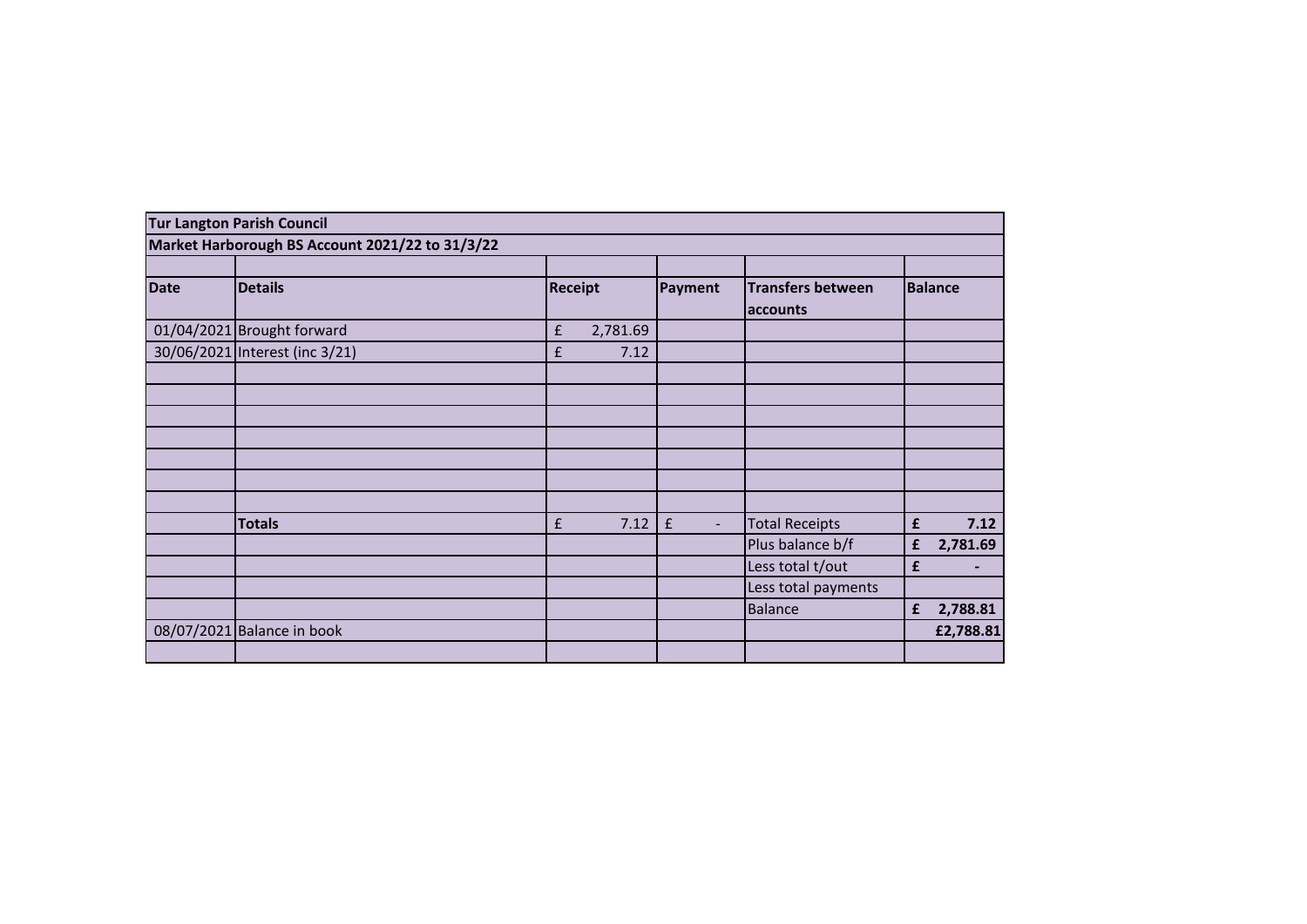| Tur Langton Parish Council | | | | | |
|---|---|---|---|---|---|
| Market Harborough BS Account 2021/22 to 31/3/22 | | | | | |
| | | | | | |
| **Date** | **Details** | **Receipt** | **Payment** | **Transfers between accounts** | **Balance** |
| 01/04/2021 | Brought forward | £ 2,781.69 | | | |
| 30/06/2021 | Interest (inc 3/21) | £ 7.12 | | | |
| | | | | | |
| | | | | | |
| | | | | | |
| | | | | | |
| | | | | | |
| | | | | | |
| | | | | | |
| | **Totals** | £ 7.12 | £ - | Total Receipts | **£ 7.12** |
| | | | | Plus balance b/f | **£ 2,781.69** |
| | | | | Less total t/out | **£ -** |
| | | | | Less total payments | |
| | | | | Balance | **£ 2,788.81** |
| 08/07/2021 | Balance in book | | | | **£2,788.81** |
| | | | | | |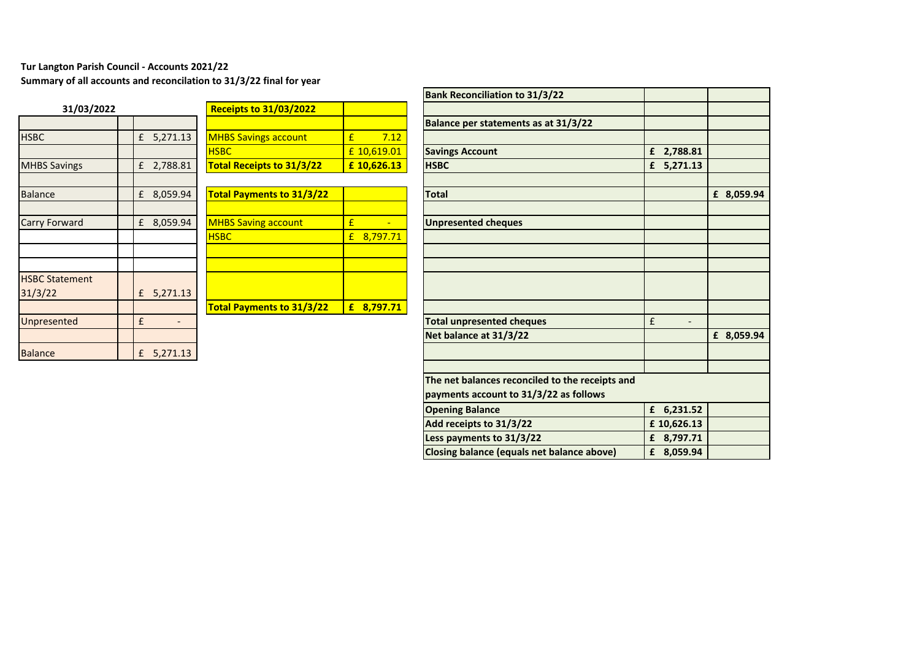**Tur Langton Parish Council - Accounts 2021/22**

**Summary of all accounts and reconcilation to 31/3/22 final for year**

| **31/03/2022** | | |
|---|---|---|
| | | |
| HSBC | | £ 5,271.13 |
| | | |
| MHBS Savings | | £ 2,788.81 |
| | | |
| Balance | | £ 8,059.94 |
| | | |
| Carry Forward | | £ 8,059.94 |
| | | |
| | | |
| | | |
| HSBC Statement 31/3/22 | | £ 5,271.13 |
| | | |
| Unpresented | | £ - |
| | | |
| Balance | | £ 5,271.13 |

| **Receipts to 31/03/2022** | |
|---|---|
| | |
| MHBS Savings account | £ 7.12 |
| HSBC | £ 10,619.01 |
| **Total Receipts to 31/3/22** | **£ 10,626.13** |

| **Total Payments to 31/3/22** | |
|---|---|
| | |
| MHBS Saving account | £ - |
| HSBC | £ 8,797.71 |
| | |
| | |
| | |
| **Total Payments to 31/3/22** | **£ 8,797.71** |

| **Bank Reconciliation to 31/3/22** | | |
|---|---|---|
| | | |
| **Balance per statements as at 31/3/22** | | |
| | | |
| **Savings Account** | **£ 2,788.81** | |
| **HSBC** | **£ 5,271.13** | |
| | | |
| **Total** | | **£ 8,059.94** |
| | | |
| **Unpresented cheques** | | |
| | | |
| | | |
| | | |
| | | |
| | | |
| **Total unpresented cheques** | £ - | |
| **Net balance at 31/3/22** | | **£ 8,059.94** |
| | | |
| | | |
| **The net balances reconciled to the receipts and payments account to 31/3/22 as follows** | | |
| **Opening Balance** | **£ 6,231.52** | |
| **Add receipts to 31/3/22** | **£ 10,626.13** | |
| **Less payments to 31/3/22** | **£ 8,797.71** | |
| **Closing balance (equals net balance above)** | **£ 8,059.94** | |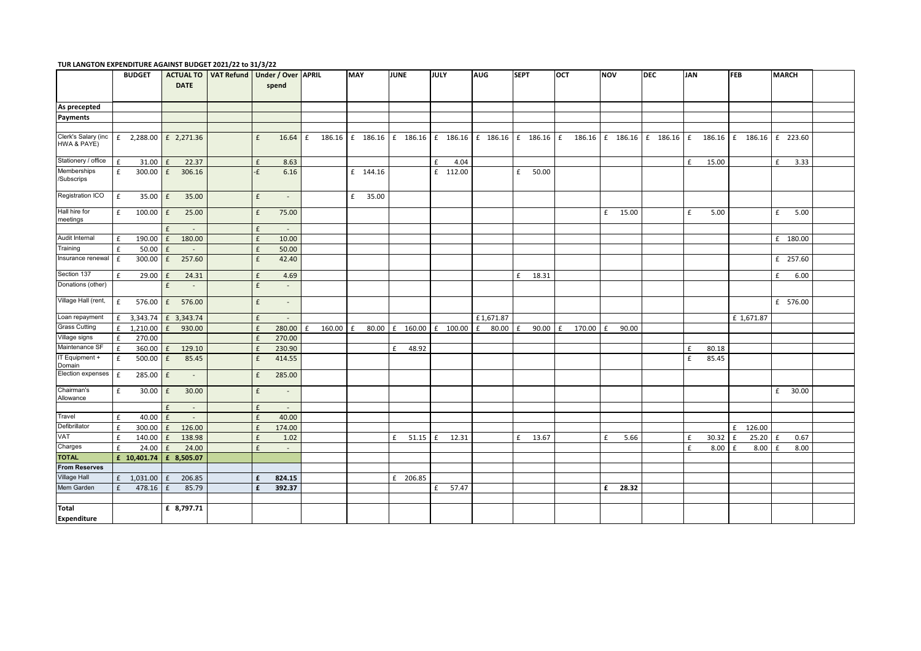**TUR LANGTON EXPENDITURE AGAINST BUDGET 2021/22 to 31/3/22**

| | BUDGET | ACTUAL TO DATE | VAT Refund | Under / Over spend | APRIL | MAY | JUNE | JULY | AUG | SEPT | OCT | NOV | DEC | JAN | FEB | MARCH | |
|---|---|---|---|---|---|---|---|---|---|---|---|---|---|---|---|---|---|
| **As precepted** | | | | | | | | | | | | | | | | | |
| **Payments** | | | | | | | | | | | | | | | | | |
| | | | | | | | | | | | | | | | | | |
| Clerk's Salary (inc HWA & PAYE) | £ 2,288.00 | £ 2,271.36 | | £ 16.64 | £ 186.16 | £ 186.16 | £ 186.16 | £ 186.16 | £ 186.16 | £ 186.16 | £ 186.16 | £ 186.16 | £ 186.16 | £ 186.16 | £ 186.16 | £ 223.60 | |
| Stationery / office | £ 31.00 | £ 22.37 | | £ 8.63 | | | | £ 4.04 | | | | | | £ 15.00 | | £ 3.33 | |
| Memberships /Subscrips | £ 300.00 | £ 306.16 | | -£ 6.16 | | £ 144.16 | | £ 112.00 | | £ 50.00 | | | | | | | |
| Registration ICO | £ 35.00 | £ 35.00 | | £ - | | £ 35.00 | | | | | | | | | | | |
| Hall hire for meetings | £ 100.00 | £ 25.00 | | £ 75.00 | | | | | | | | £ 15.00 | | £ 5.00 | | £ 5.00 | |
| | | £ - | | £ - | | | | | | | | | | | | | |
| Audit Internal | £ 190.00 | £ 180.00 | | £ 10.00 | | | | | | | | | | | | £ 180.00 | |
| Training | £ 50.00 | £ - | | £ 50.00 | | | | | | | | | | | | | |
| Insurance renewal | £ 300.00 | £ 257.60 | | £ 42.40 | | | | | | | | | | | | £ 257.60 | |
| Section 137 | £ 29.00 | £ 24.31 | | £ 4.69 | | | | | | £ 18.31 | | | | | | £ 6.00 | |
| Donations (other) | | £ - | | £ - | | | | | | | | | | | | | |
| Village Hall (rent, | £ 576.00 | £ 576.00 | | £ - | | | | | | | | | | | | £ 576.00 | |
| Loan repayment | £ 3,343.74 | £ 3,343.74 | | £ - | | | | | £ 1,671.87 | | | | | | £ 1,671.87 | | |
| Grass Cutting | £ 1,210.00 | £ 930.00 | | £ 280.00 | £ 160.00 | £ 80.00 | £ 160.00 | £ 100.00 | £ 80.00 | £ 90.00 | £ 170.00 | £ 90.00 | | | | | |
| Village signs | £ 270.00 | | | £ 270.00 | | | | | | | | | | | | | |
| Maintenance SF | £ 360.00 | £ 129.10 | | £ 230.90 | | | £ 48.92 | | | | | | | £ 80.18 | | | |
| IT Equipment + Domain | £ 500.00 | £ 85.45 | | £ 414.55 | | | | | | | | | | £ 85.45 | | | |
| Election expenses | £ 285.00 | £ - | | £ 285.00 | | | | | | | | | | | | | |
| Chairman's Allowance | £ 30.00 | £ 30.00 | | £ - | | | | | | | | | | | | £ 30.00 | |
| | | £ - | | £ - | | | | | | | | | | | | | |
| Travel | £ 40.00 | £ - | | £ 40.00 | | | | | | | | | | | | | |
| Defibrillator | £ 300.00 | £ 126.00 | | £ 174.00 | | | | | | | | | | | £ 126.00 | | |
| VAT | £ 140.00 | £ 138.98 | | £ 1.02 | | | £ 51.15 | £ 12.31 | | £ 13.67 | | £ 5.66 | | £ 30.32 | £ 25.20 | £ 0.67 | |
| Charges | £ 24.00 | £ 24.00 | | £ - | | | | | | | | | | £ 8.00 | £ 8.00 | £ 8.00 | |
| **TOTAL** | **£ 10,401.74** | **£ 8,505.07** | | | | | | | | | | | | | | | |
| **From Reserves** | | | | | | | | | | | | | | | | | |
| Village Hall | £ 1,031.00 | £ 206.85 | | **£ 824.15** | | | £ 206.85 | | | | | | | | | | |
| Mem Garden | £ 478.16 | £ 85.79 | | **£ 392.37** | | | | £ 57.47 | | | | **£ 28.32** | | | | | |
| | | | | | | | | | | | | | | | | | |
| **Total Expenditure** | | **£ 8,797.71** | | | | | | | | | | | | | | | |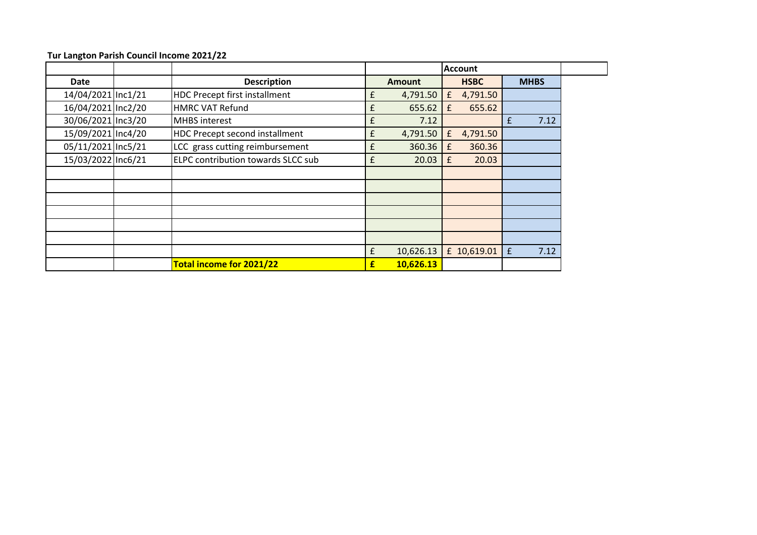**Tur Langton Parish Council Income 2021/22**

| | | | | Account | | |
|---|---|---|---|---|---|---|
| **Date** | | **Description** | **Amount** | **HSBC** | **MHBS** | |
| 14/04/2021 | Inc1/21 | HDC Precept first installment | £ 4,791.50 | £ 4,791.50 | | |
| 16/04/2021 | Inc2/20 | HMRC VAT Refund | £ 655.62 | £ 655.62 | | |
| 30/06/2021 | Inc3/20 | MHBS interest | £ 7.12 | | £ 7.12 | |
| 15/09/2021 | Inc4/20 | HDC Precept second installment | £ 4,791.50 | £ 4,791.50 | | |
| 05/11/2021 | Inc5/21 | LCC grass cutting reimbursement | £ 360.36 | £ 360.36 | | |
| 15/03/2022 | Inc6/21 | ELPC contribution towards SLCC sub | £ 20.03 | £ 20.03 | | |
| | | | | | | |
| | | | | | | |
| | | | | | | |
| | | | | | | |
| | | | | | | |
| | | | | | | |
| | | | £ 10,626.13 | £ 10,619.01 | £ 7.12 | |
| | | **Total income for 2021/22** | **£ 10,626.13** | | | |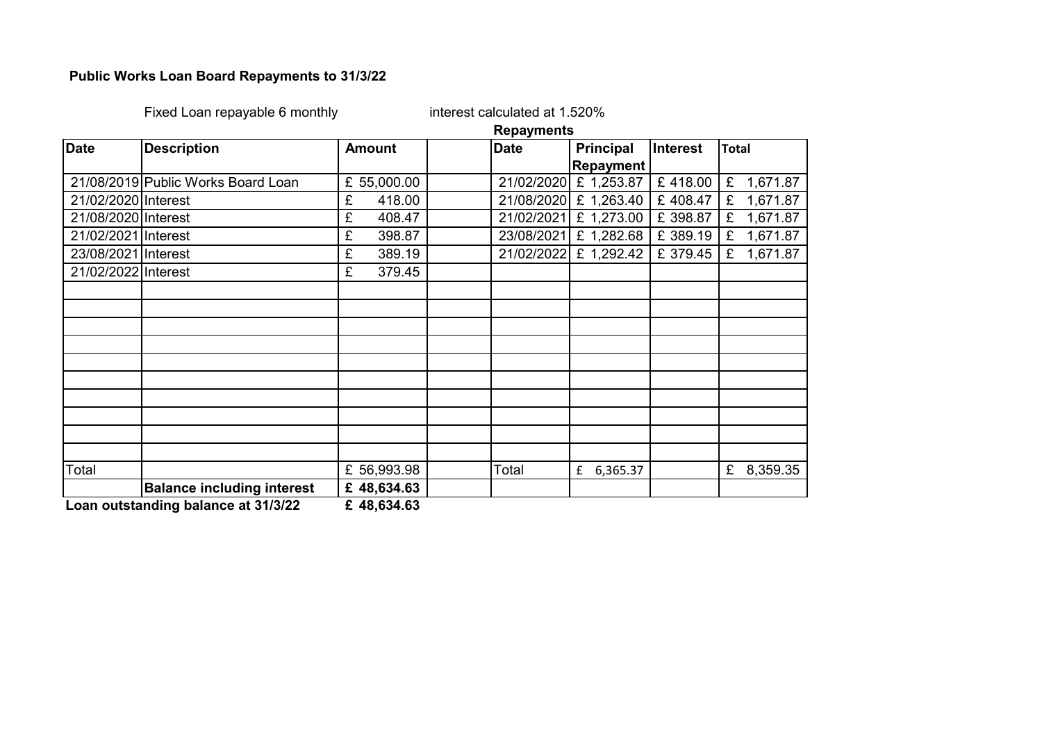**Public Works Loan Board Repayments to 31/3/22**

Fixed Loan repayable 6 monthly

interest calculated at 1.520%

| Date | Description | Amount | | Date | Principal Repayment | Interest | Total |
|---|---|---|---|---|---|---|---|
| | | | | **Repayments** | | | |
| 21/08/2019 | Public Works Board Loan | £ 55,000.00 | | 21/02/2020 | £ 1,253.87 | £ 418.00 | £ 1,671.87 |
| 21/02/2020 | Interest | £ 418.00 | | 21/08/2020 | £ 1,263.40 | £ 408.47 | £ 1,671.87 |
| 21/08/2020 | Interest | £ 408.47 | | 21/02/2021 | £ 1,273.00 | £ 398.87 | £ 1,671.87 |
| 21/02/2021 | Interest | £ 398.87 | | 23/08/2021 | £ 1,282.68 | £ 389.19 | £ 1,671.87 |
| 23/08/2021 | Interest | £ 389.19 | | 21/02/2022 | £ 1,292.42 | £ 379.45 | £ 1,671.87 |
| 21/02/2022 | Interest | £ 379.45 | | | | | |
| Total | | £ 56,993.98 | | Total | £ 6,365.37 | | £ 8,359.35 |
| | **Balance including interest** | **£ 48,634.63** | | | | | |

**Loan outstanding balance at 31/3/22** **£ 48,634.63**